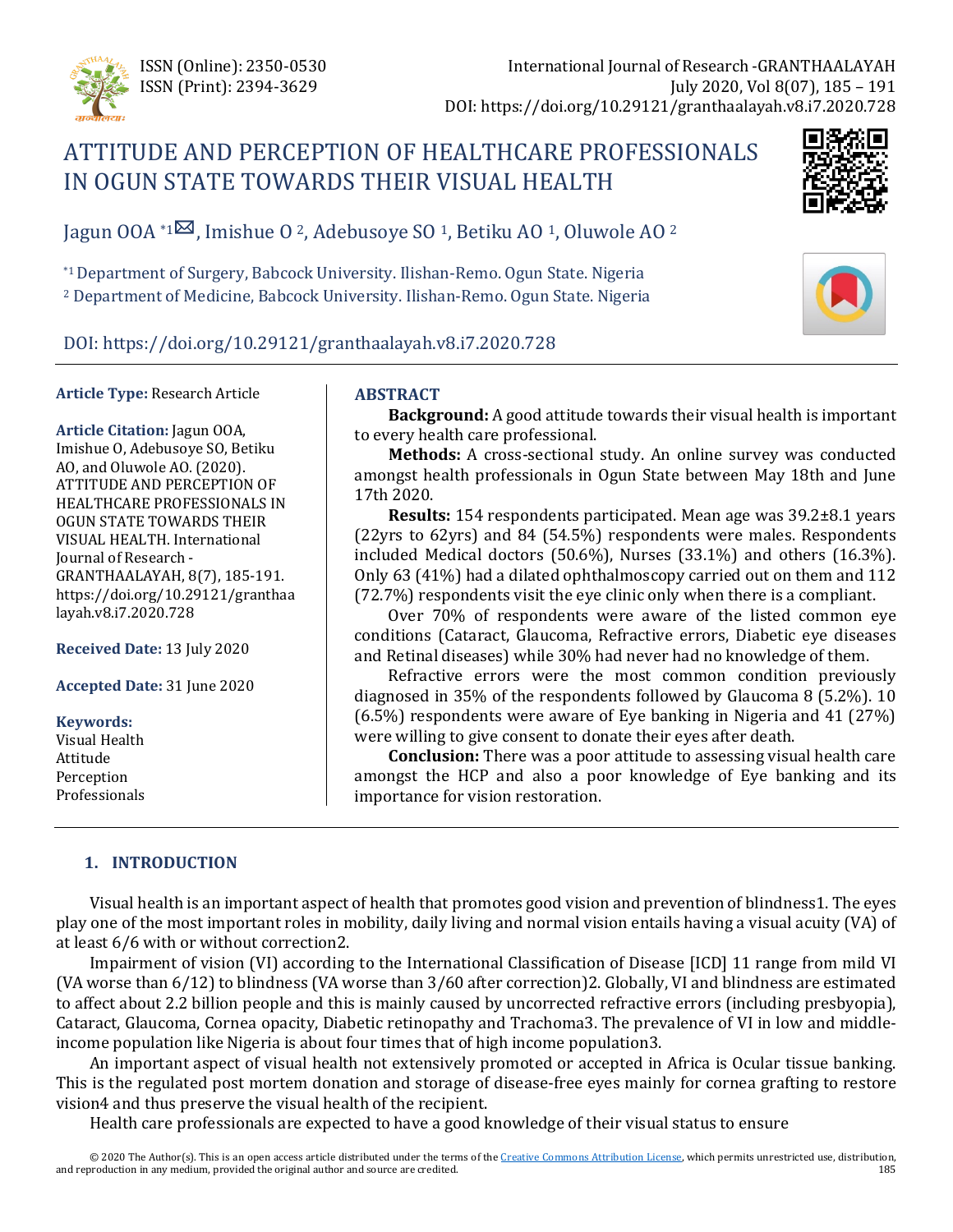# ATTITUDE AND PERCEPTION OF HEALTHCARE PROFESSIONALS IN OGUN STATE TOWARDS THEIR VISUAL HEALTH

Jagun OOA [*1], Imishue O [2], Adebusoye SO [1], Betiku AO [1], Oluwole AO [2]

[*1] Department of Surgery, Babcock University. Ilishan-Remo. Ogun State. Nigeria
[2] Department of Medicine, Babcock University. Ilishan-Remo. Ogun State. Nigeria

DOI: https://doi.org/10.29121/granthaalayah.v8.i7.2020.728

**Article Type:** Research Article

**Article Citation:** Jagun OOA, Imishue O, Adebusoye SO, Betiku AO, and Oluwole AO. (2020). ATTITUDE AND PERCEPTION OF HEALTHCARE PROFESSIONALS IN OGUN STATE TOWARDS THEIR VISUAL HEALTH. International Journal of Research - GRANTHAALAYAH, 8(7), 185-191. https://doi.org/10.29121/granthaalayah.v8.i7.2020.728

**Received Date:** 13 July 2020

**Accepted Date:** 31 June 2020

**Keywords:**
Visual Health
Attitude
Perception
Professionals

## ABSTRACT

**Background:** A good attitude towards their visual health is important to every health care professional.

**Methods:** A cross-sectional study. An online survey was conducted amongst health professionals in Ogun State between May 18th and June 17th 2020.

**Results:** 154 respondents participated. Mean age was 39.2±8.1 years (22yrs to 62yrs) and 84 (54.5%) respondents were males. Respondents included Medical doctors (50.6%), Nurses (33.1%) and others (16.3%). Only 63 (41%) had a dilated ophthalmoscopy carried out on them and 112 (72.7%) respondents visit the eye clinic only when there is a compliant.

Over 70% of respondents were aware of the listed common eye conditions (Cataract, Glaucoma, Refractive errors, Diabetic eye diseases and Retinal diseases) while 30% had never had no knowledge of them.

Refractive errors were the most common condition previously diagnosed in 35% of the respondents followed by Glaucoma 8 (5.2%). 10 (6.5%) respondents were aware of Eye banking in Nigeria and 41 (27%) were willing to give consent to donate their eyes after death.

**Conclusion:** There was a poor attitude to assessing visual health care amongst the HCP and also a poor knowledge of Eye banking and its importance for vision restoration.

## 1. INTRODUCTION

Visual health is an important aspect of health that promotes good vision and prevention of blindness1. The eyes play one of the most important roles in mobility, daily living and normal vision entails having a visual acuity (VA) of at least 6/6 with or without correction2.

Impairment of vision (VI) according to the International Classification of Disease [ICD] 11 range from mild VI (VA worse than 6/12) to blindness (VA worse than 3/60 after correction)2. Globally, VI and blindness are estimated to affect about 2.2 billion people and this is mainly caused by uncorrected refractive errors (including presbyopia), Cataract, Glaucoma, Cornea opacity, Diabetic retinopathy and Trachoma3. The prevalence of VI in low and middle-income population like Nigeria is about four times that of high income population3.

An important aspect of visual health not extensively promoted or accepted in Africa is Ocular tissue banking. This is the regulated post mortem donation and storage of disease-free eyes mainly for cornea grafting to restore vision4 and thus preserve the visual health of the recipient.

Health care professionals are expected to have a good knowledge of their visual status to ensure

© 2020 The Author(s). This is an open access article distributed under the terms of the Creative Commons Attribution License, which permits unrestricted use, distribution, and reproduction in any medium, provided the original author and source are credited.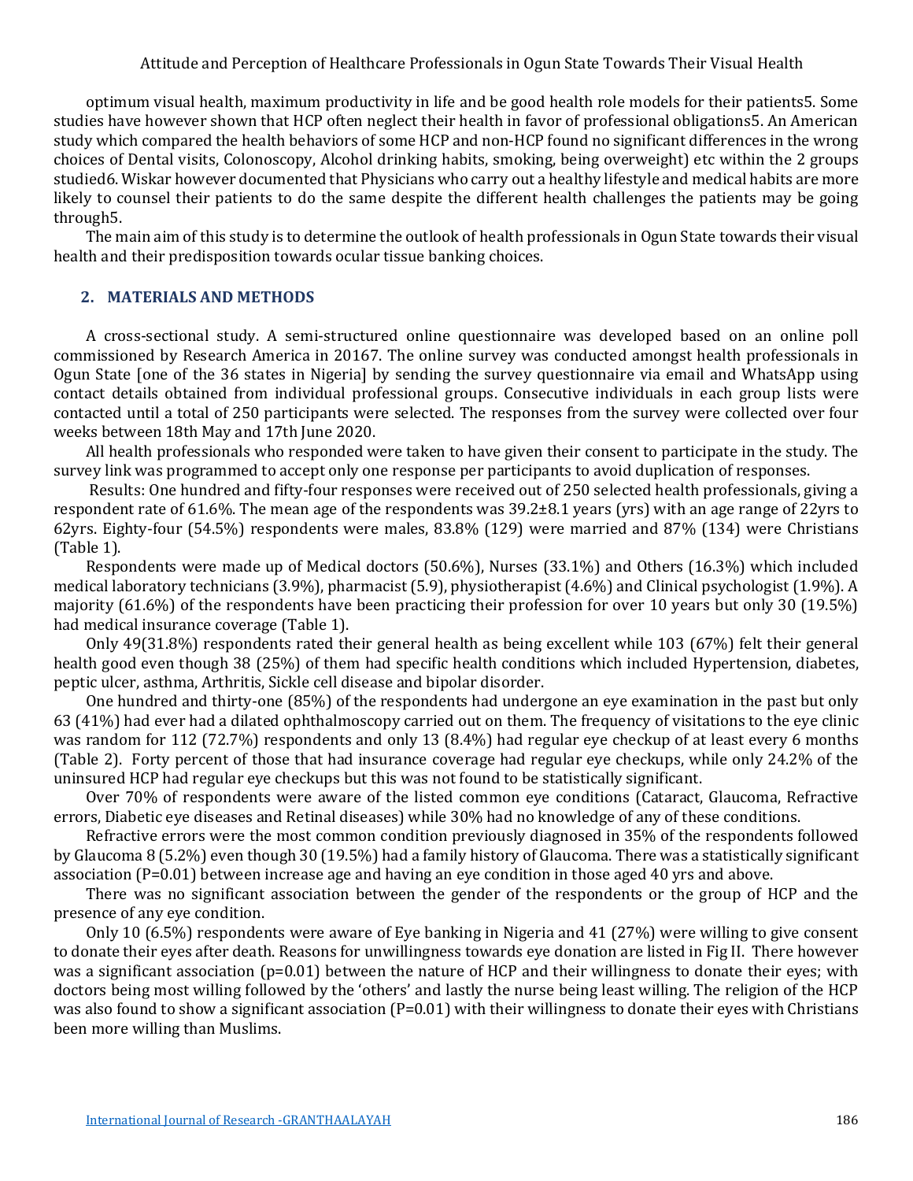optimum visual health, maximum productivity in life and be good health role models for their patients5. Some studies have however shown that HCP often neglect their health in favor of professional obligations5. An American study which compared the health behaviors of some HCP and non-HCP found no significant differences in the wrong choices of Dental visits, Colonoscopy, Alcohol drinking habits, smoking, being overweight) etc within the 2 groups studied6. Wiskar however documented that Physicians who carry out a healthy lifestyle and medical habits are more likely to counsel their patients to do the same despite the different health challenges the patients may be going through5.

The main aim of this study is to determine the outlook of health professionals in Ogun State towards their visual health and their predisposition towards ocular tissue banking choices.

## 2. MATERIALS AND METHODS

A cross-sectional study. A semi-structured online questionnaire was developed based on an online poll commissioned by Research America in 20167. The online survey was conducted amongst health professionals in Ogun State [one of the 36 states in Nigeria] by sending the survey questionnaire via email and WhatsApp using contact details obtained from individual professional groups. Consecutive individuals in each group lists were contacted until a total of 250 participants were selected. The responses from the survey were collected over four weeks between 18th May and 17th June 2020.

All health professionals who responded were taken to have given their consent to participate in the study. The survey link was programmed to accept only one response per participants to avoid duplication of responses.

Results: One hundred and fifty-four responses were received out of 250 selected health professionals, giving a respondent rate of 61.6%. The mean age of the respondents was 39.2±8.1 years (yrs) with an age range of 22yrs to 62yrs. Eighty-four (54.5%) respondents were males, 83.8% (129) were married and 87% (134) were Christians (Table 1).

Respondents were made up of Medical doctors (50.6%), Nurses (33.1%) and Others (16.3%) which included medical laboratory technicians (3.9%), pharmacist (5.9), physiotherapist (4.6%) and Clinical psychologist (1.9%). A majority (61.6%) of the respondents have been practicing their profession for over 10 years but only 30 (19.5%) had medical insurance coverage (Table 1).

Only 49(31.8%) respondents rated their general health as being excellent while 103 (67%) felt their general health good even though 38 (25%) of them had specific health conditions which included Hypertension, diabetes, peptic ulcer, asthma, Arthritis, Sickle cell disease and bipolar disorder.

One hundred and thirty-one (85%) of the respondents had undergone an eye examination in the past but only 63 (41%) had ever had a dilated ophthalmoscopy carried out on them. The frequency of visitations to the eye clinic was random for 112 (72.7%) respondents and only 13 (8.4%) had regular eye checkup of at least every 6 months (Table 2). Forty percent of those that had insurance coverage had regular eye checkups, while only 24.2% of the uninsured HCP had regular eye checkups but this was not found to be statistically significant.

Over 70% of respondents were aware of the listed common eye conditions (Cataract, Glaucoma, Refractive errors, Diabetic eye diseases and Retinal diseases) while 30% had no knowledge of any of these conditions.

Refractive errors were the most common condition previously diagnosed in 35% of the respondents followed by Glaucoma 8 (5.2%) even though 30 (19.5%) had a family history of Glaucoma. There was a statistically significant association (P=0.01) between increase age and having an eye condition in those aged 40 yrs and above.

There was no significant association between the gender of the respondents or the group of HCP and the presence of any eye condition.

Only 10 (6.5%) respondents were aware of Eye banking in Nigeria and 41 (27%) were willing to give consent to donate their eyes after death. Reasons for unwillingness towards eye donation are listed in Fig II. There however was a significant association (p=0.01) between the nature of HCP and their willingness to donate their eyes; with doctors being most willing followed by the 'others' and lastly the nurse being least willing. The religion of the HCP was also found to show a significant association (P=0.01) with their willingness to donate their eyes with Christians been more willing than Muslims.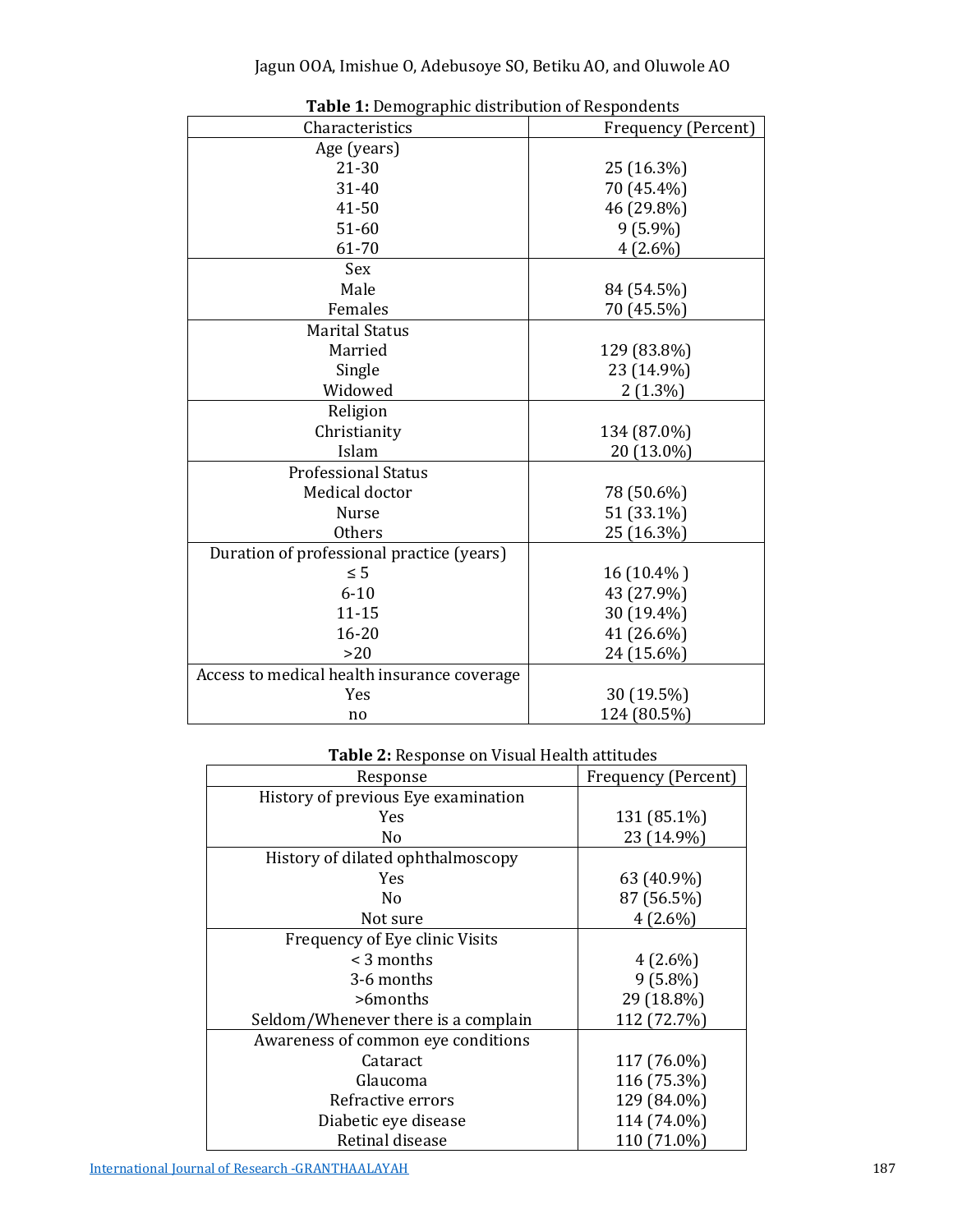**Table 1:** Demographic distribution of Respondents

| Characteristics | Frequency (Percent) |
|---|---|
| Age (years) | |
| 21-30 | 25 (16.3%) |
| 31-40 | 70 (45.4%) |
| 41-50 | 46 (29.8%) |
| 51-60 | 9 (5.9%) |
| 61-70 | 4 (2.6%) |
| Sex | |
| Male | 84 (54.5%) |
| Females | 70 (45.5%) |
| Marital Status | |
| Married | 129 (83.8%) |
| Single | 23 (14.9%) |
| Widowed | 2 (1.3%) |
| Religion | |
| Christianity | 134 (87.0%) |
| Islam | 20 (13.0%) |
| Professional Status | |
| Medical doctor | 78 (50.6%) |
| Nurse | 51 (33.1%) |
| Others | 25 (16.3%) |
| Duration of professional practice (years) | |
| ≤ 5 | 16 (10.4% ) |
| 6-10 | 43 (27.9%) |
| 11-15 | 30 (19.4%) |
| 16-20 | 41 (26.6%) |
| >20 | 24 (15.6%) |
| Access to medical health insurance coverage | |
| Yes | 30 (19.5%) |
| no | 124 (80.5%) |

**Table 2:** Response on Visual Health attitudes

| Response | Frequency (Percent) |
|---|---|
| History of previous Eye examination | |
| Yes | 131 (85.1%) |
| No | 23 (14.9%) |
| History of dilated ophthalmoscopy | |
| Yes | 63 (40.9%) |
| No | 87 (56.5%) |
| Not sure | 4 (2.6%) |
| Frequency of Eye clinic Visits | |
| < 3 months | 4 (2.6%) |
| 3-6 months | 9 (5.8%) |
| >6months | 29 (18.8%) |
| Seldom/Whenever there is a complain | 112 (72.7%) |
| Awareness of common eye conditions | |
| Cataract | 117 (76.0%) |
| Glaucoma | 116 (75.3%) |
| Refractive errors | 129 (84.0%) |
| Diabetic eye disease | 114 (74.0%) |
| Retinal disease | 110 (71.0%) |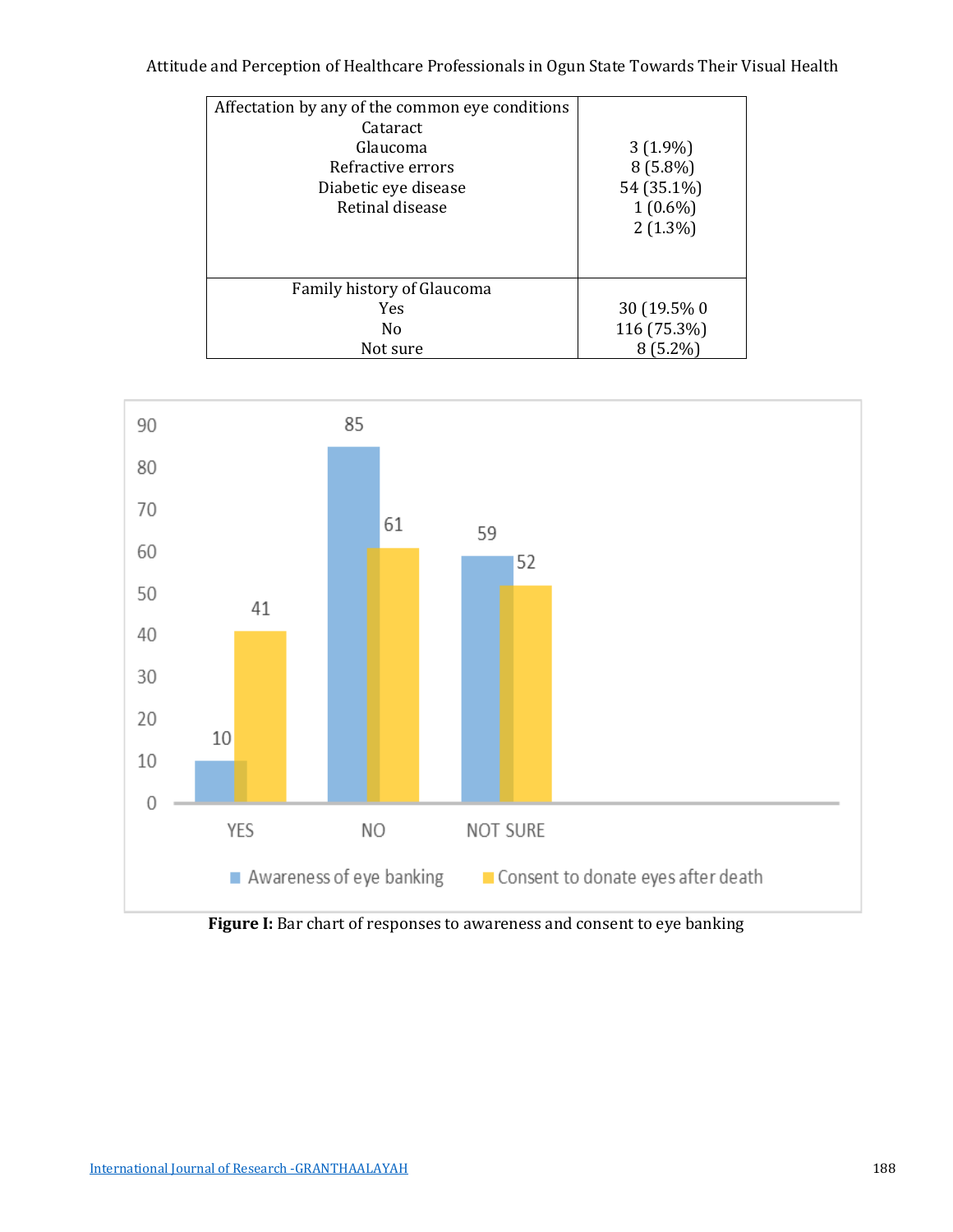| | |
|---|---|
| Affectation by any of the common eye conditions | |
| Cataract | 3 (1.9%) |
| Glaucoma | 8 (5.8%) |
| Refractive errors | 54 (35.1%) |
| Diabetic eye disease | 1 (0.6%) |
| Retinal disease | 2 (1.3%) |
| Family history of Glaucoma | |
| Yes | 30 (19.5% 0 |
| No | 116 (75.3%) |
| Not sure | 8 (5.2%) |

**Figure I:** Bar chart of responses to awareness and consent to eye banking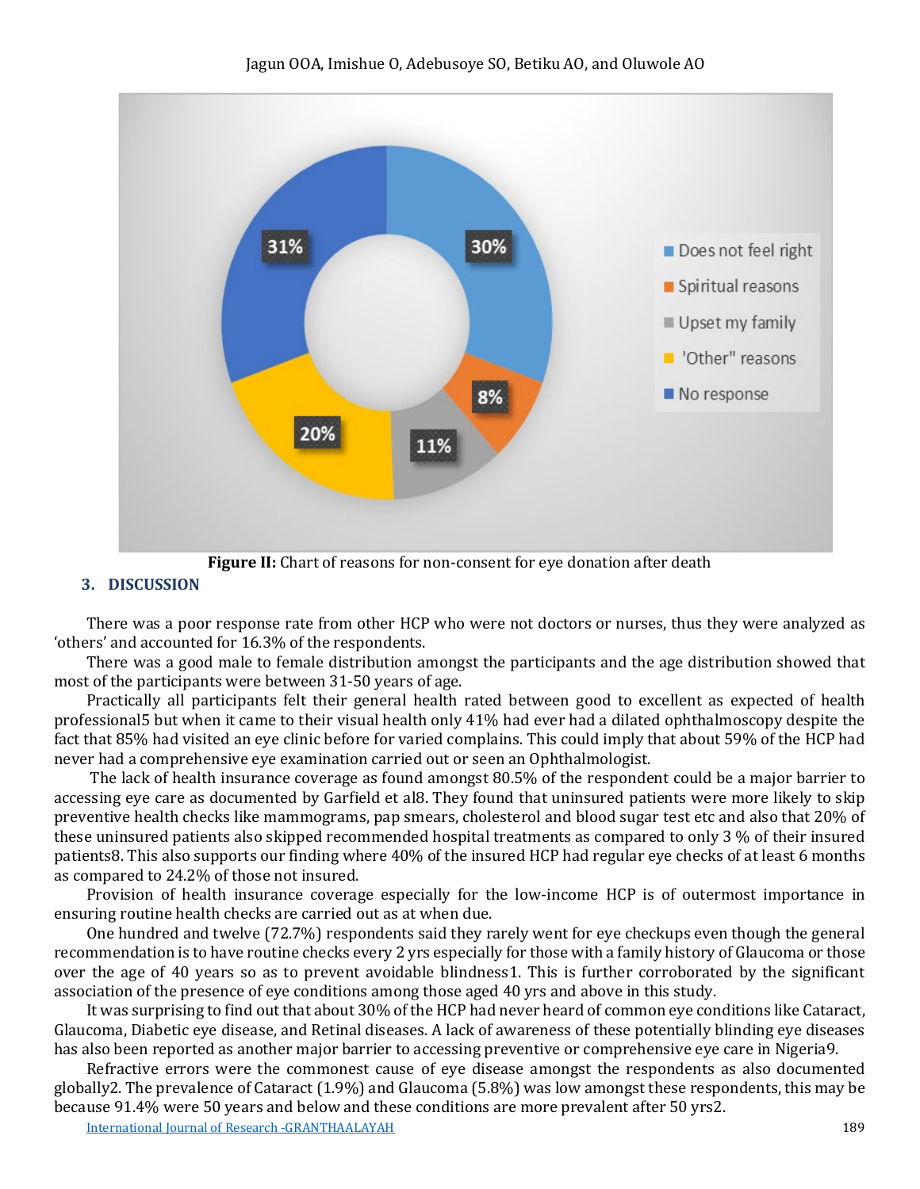**Figure II:** Chart of reasons for non-consent for eye donation after death

## 3. DISCUSSION

There was a poor response rate from other HCP who were not doctors or nurses, thus they were analyzed as 'others' and accounted for 16.3% of the respondents.

There was a good male to female distribution amongst the participants and the age distribution showed that most of the participants were between 31-50 years of age.

Practically all participants felt their general health rated between good to excellent as expected of health professional5 but when it came to their visual health only 41% had ever had a dilated ophthalmoscopy despite the fact that 85% had visited an eye clinic before for varied complains. This could imply that about 59% of the HCP had never had a comprehensive eye examination carried out or seen an Ophthalmologist.

The lack of health insurance coverage as found amongst 80.5% of the respondent could be a major barrier to accessing eye care as documented by Garfield et al8. They found that uninsured patients were more likely to skip preventive health checks like mammograms, pap smears, cholesterol and blood sugar test etc and also that 20% of these uninsured patients also skipped recommended hospital treatments as compared to only 3 % of their insured patients8. This also supports our finding where 40% of the insured HCP had regular eye checks of at least 6 months as compared to 24.2% of those not insured.

Provision of health insurance coverage especially for the low-income HCP is of outermost importance in ensuring routine health checks are carried out as at when due.

One hundred and twelve (72.7%) respondents said they rarely went for eye checkups even though the general recommendation is to have routine checks every 2 yrs especially for those with a family history of Glaucoma or those over the age of 40 years so as to prevent avoidable blindness1. This is further corroborated by the significant association of the presence of eye conditions among those aged 40 yrs and above in this study.

It was surprising to find out that about 30% of the HCP had never heard of common eye conditions like Cataract, Glaucoma, Diabetic eye disease, and Retinal diseases. A lack of awareness of these potentially blinding eye diseases has also been reported as another major barrier to accessing preventive or comprehensive eye care in Nigeria9.

Refractive errors were the commonest cause of eye disease amongst the respondents as also documented globally2. The prevalence of Cataract (1.9%) and Glaucoma (5.8%) was low amongst these respondents, this may be because 91.4% were 50 years and below and these conditions are more prevalent after 50 yrs2.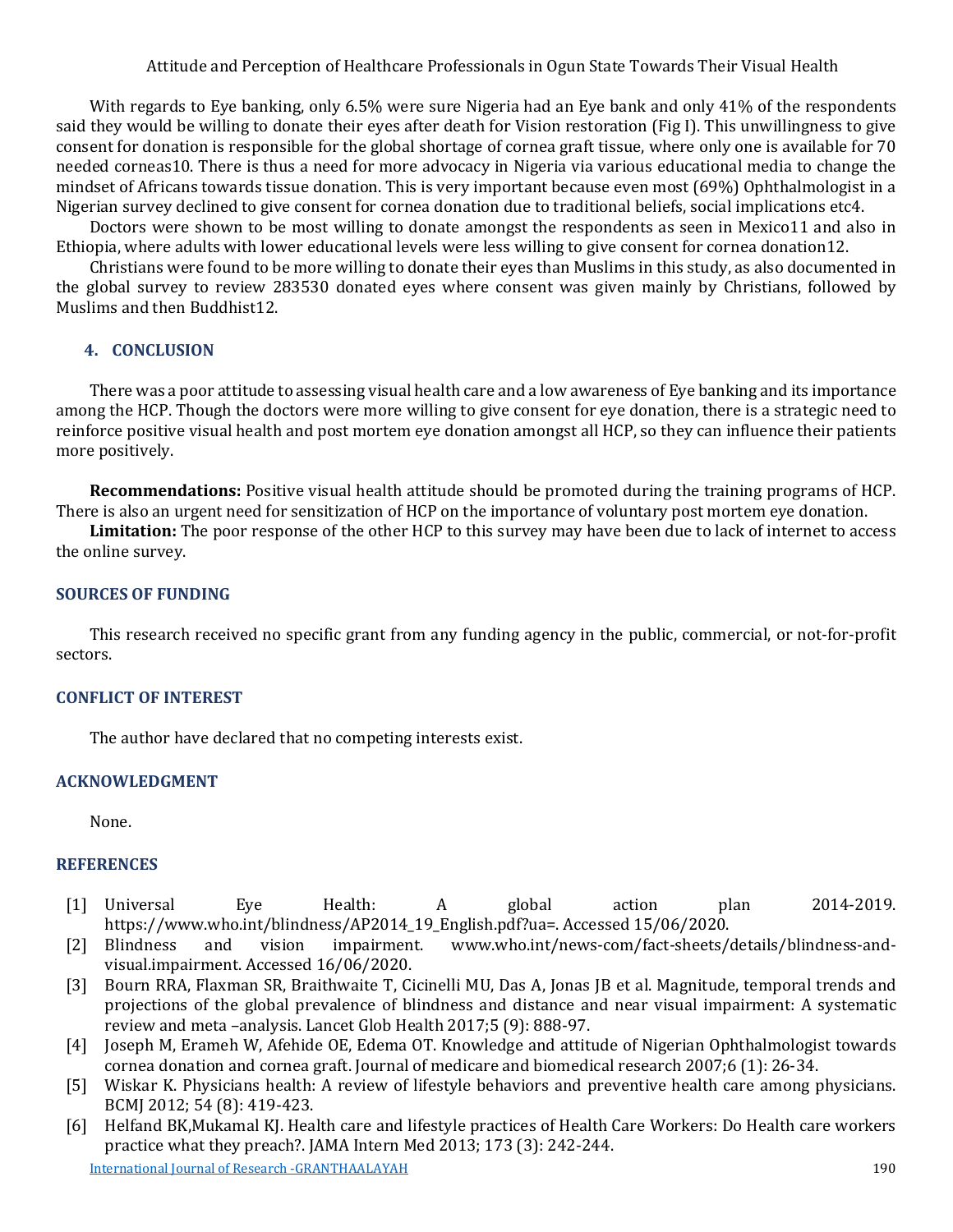With regards to Eye banking, only 6.5% were sure Nigeria had an Eye bank and only 41% of the respondents said they would be willing to donate their eyes after death for Vision restoration (Fig I). This unwillingness to give consent for donation is responsible for the global shortage of cornea graft tissue, where only one is available for 70 needed corneas10. There is thus a need for more advocacy in Nigeria via various educational media to change the mindset of Africans towards tissue donation. This is very important because even most (69%) Ophthalmologist in a Nigerian survey declined to give consent for cornea donation due to traditional beliefs, social implications etc4.

Doctors were shown to be most willing to donate amongst the respondents as seen in Mexico11 and also in Ethiopia, where adults with lower educational levels were less willing to give consent for cornea donation12.

Christians were found to be more willing to donate their eyes than Muslims in this study, as also documented in the global survey to review 283530 donated eyes where consent was given mainly by Christians, followed by Muslims and then Buddhist12.

## 4. CONCLUSION

There was a poor attitude to assessing visual health care and a low awareness of Eye banking and its importance among the HCP. Though the doctors were more willing to give consent for eye donation, there is a strategic need to reinforce positive visual health and post mortem eye donation amongst all HCP, so they can influence their patients more positively.

**Recommendations:** Positive visual health attitude should be promoted during the training programs of HCP. There is also an urgent need for sensitization of HCP on the importance of voluntary post mortem eye donation.

**Limitation:** The poor response of the other HCP to this survey may have been due to lack of internet to access the online survey.

## SOURCES OF FUNDING

This research received no specific grant from any funding agency in the public, commercial, or not-for-profit sectors.

## CONFLICT OF INTEREST

The author have declared that no competing interests exist.

## ACKNOWLEDGMENT

None.

## REFERENCES

[1] Universal Eye Health: A global action plan 2014-2019. https://www.who.int/blindness/AP2014_19_English.pdf?ua=. Accessed 15/06/2020.

[2] Blindness and vision impairment. www.who.int/news-com/fact-sheets/details/blindness-and-visual.impairment. Accessed 16/06/2020.

[3] Bourn RRA, Flaxman SR, Braithwaite T, Cicinelli MU, Das A, Jonas JB et al. Magnitude, temporal trends and projections of the global prevalence of blindness and distance and near visual impairment: A systematic review and meta –analysis. Lancet Glob Health 2017;5 (9): 888-97.

[4] Joseph M, Erameh W, Afehide OE, Edema OT. Knowledge and attitude of Nigerian Ophthalmologist towards cornea donation and cornea graft. Journal of medicare and biomedical research 2007;6 (1): 26-34.

[5] Wiskar K. Physicians health: A review of lifestyle behaviors and preventive health care among physicians. BCMJ 2012; 54 (8): 419-423.

[6] Helfand BK,Mukamal KJ. Health care and lifestyle practices of Health Care Workers: Do Health care workers practice what they preach?. JAMA Intern Med 2013; 173 (3): 242-244.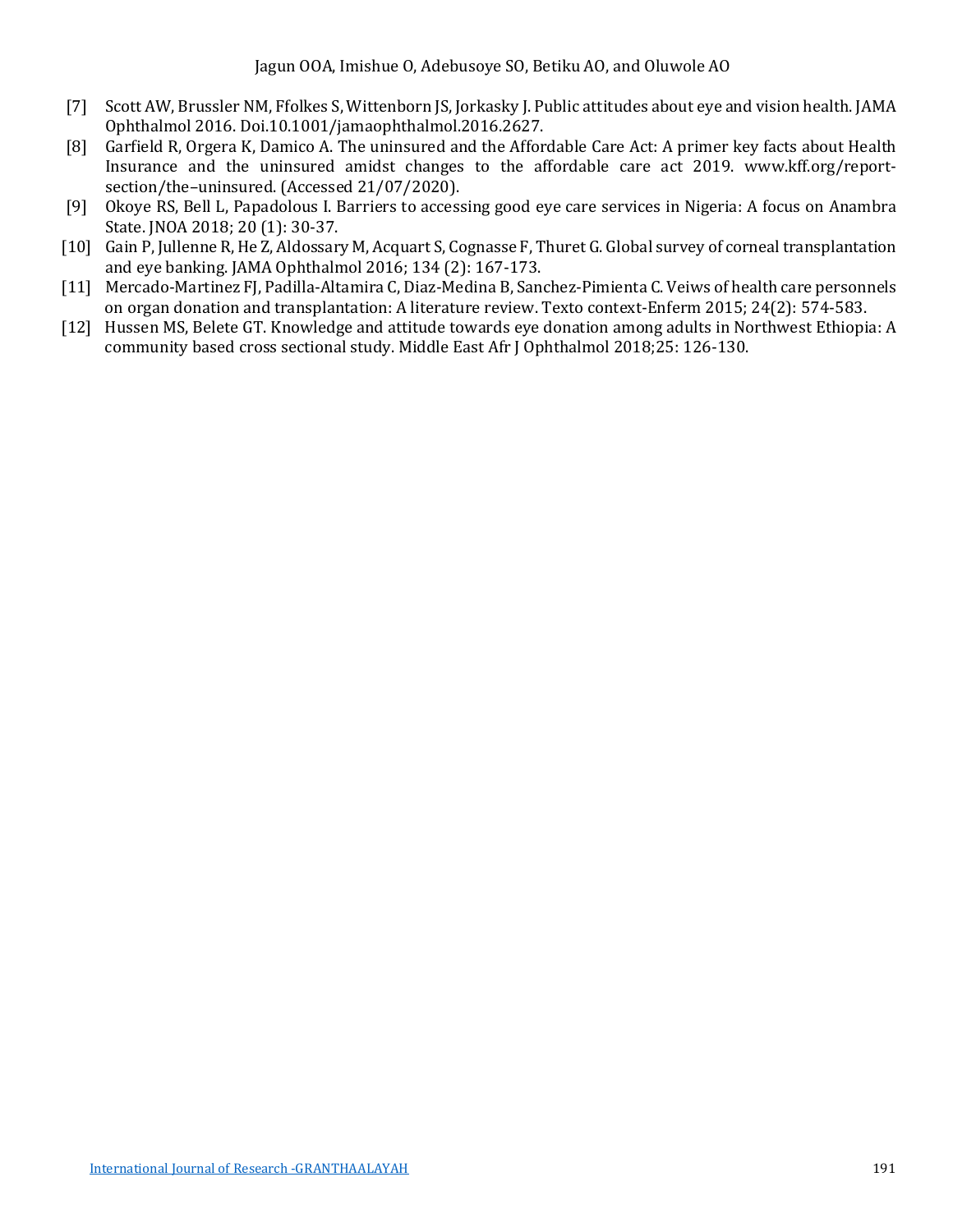[7] Scott AW, Brussler NM, Ffolkes S, Wittenborn JS, Jorkasky J. Public attitudes about eye and vision health. JAMA Ophthalmol 2016. Doi.10.1001/jamaophthalmol.2016.2627.

[8] Garfield R, Orgera K, Damico A. The uninsured and the Affordable Care Act: A primer key facts about Health Insurance and the uninsured amidst changes to the affordable care act 2019. www.kff.org/report-section/the–uninsured. (Accessed 21/07/2020).

[9] Okoye RS, Bell L, Papadolous I. Barriers to accessing good eye care services in Nigeria: A focus on Anambra State. JNOA 2018; 20 (1): 30-37.

[10] Gain P, Jullenne R, He Z, Aldossary M, Acquart S, Cognasse F, Thuret G. Global survey of corneal transplantation and eye banking. JAMA Ophthalmol 2016; 134 (2): 167-173.

[11] Mercado-Martinez FJ, Padilla-Altamira C, Diaz-Medina B, Sanchez-Pimienta C. Veiws of health care personnels on organ donation and transplantation: A literature review. Texto context-Enferm 2015; 24(2): 574-583.

[12] Hussen MS, Belete GT. Knowledge and attitude towards eye donation among adults in Northwest Ethiopia: A community based cross sectional study. Middle East Afr J Ophthalmol 2018;25: 126-130.